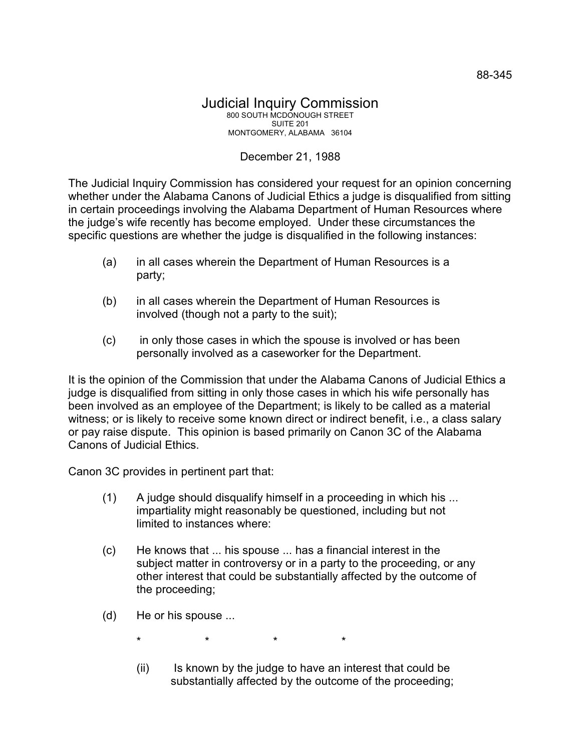88-345

# Judicial Inquiry Commission

800 SOUTH MCDONOUGH STREET
SUITE 201
MONTGOMERY, ALABAMA 36104

December 21, 1988

The Judicial Inquiry Commission has considered your request for an opinion concerning whether under the Alabama Canons of Judicial Ethics a judge is disqualified from sitting in certain proceedings involving the Alabama Department of Human Resources where the judge's wife recently has become employed. Under these circumstances the specific questions are whether the judge is disqualified in the following instances:

(a) in all cases wherein the Department of Human Resources is a party;

(b) in all cases wherein the Department of Human Resources is involved (though not a party to the suit);

(c) in only those cases in which the spouse is involved or has been personally involved as a caseworker for the Department.

It is the opinion of the Commission that under the Alabama Canons of Judicial Ethics a judge is disqualified from sitting in only those cases in which his wife personally has been involved as an employee of the Department; is likely to be called as a material witness; or is likely to receive some known direct or indirect benefit, i.e., a class salary or pay raise dispute. This opinion is based primarily on Canon 3C of the Alabama Canons of Judicial Ethics.

Canon 3C provides in pertinent part that:

(1) A judge should disqualify himself in a proceeding in which his ... impartiality might reasonably be questioned, including but not limited to instances where:

(c) He knows that ... his spouse ... has a financial interest in the subject matter in controversy or in a party to the proceeding, or any other interest that could be substantially affected by the outcome of the proceeding;

(d) He or his spouse ...

\* \* \* \*

(ii) Is known by the judge to have an interest that could be substantially affected by the outcome of the proceeding;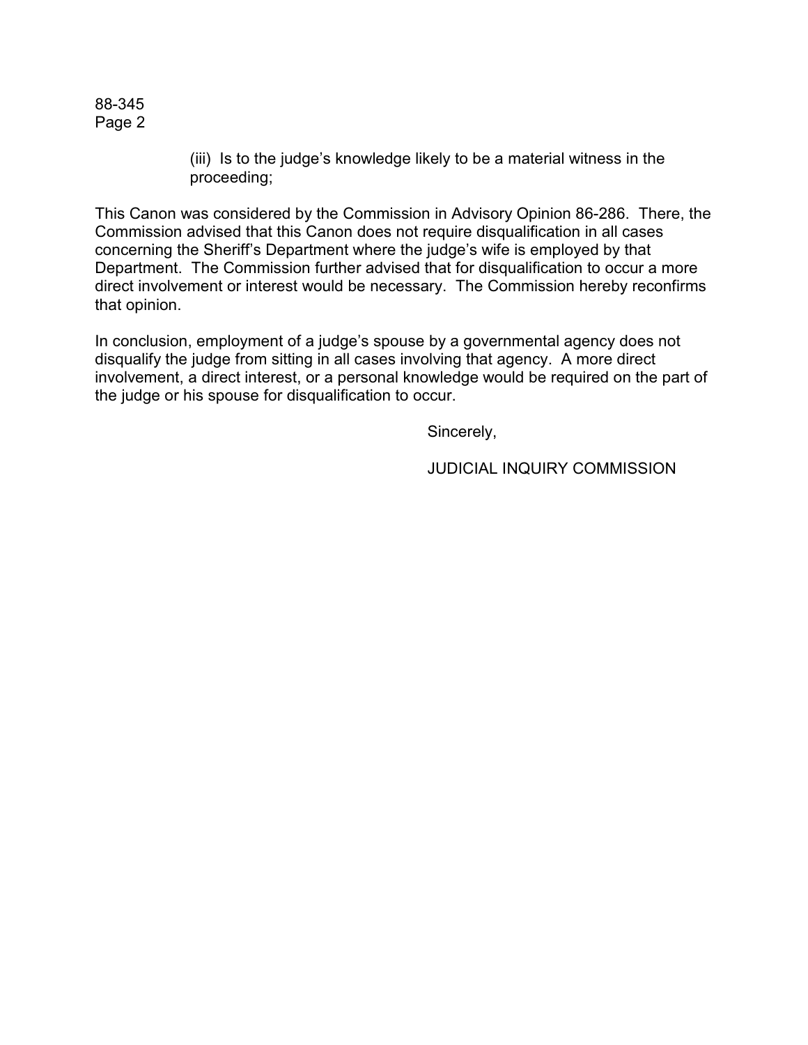(iii) Is to the judge's knowledge likely to be a material witness in the proceeding;

This Canon was considered by the Commission in Advisory Opinion 86-286. There, the Commission advised that this Canon does not require disqualification in all cases concerning the Sheriff's Department where the judge's wife is employed by that Department. The Commission further advised that for disqualification to occur a more direct involvement or interest would be necessary. The Commission hereby reconfirms that opinion.

In conclusion, employment of a judge's spouse by a governmental agency does not disqualify the judge from sitting in all cases involving that agency. A more direct involvement, a direct interest, or a personal knowledge would be required on the part of the judge or his spouse for disqualification to occur.

Sincerely,

JUDICIAL INQUIRY COMMISSION